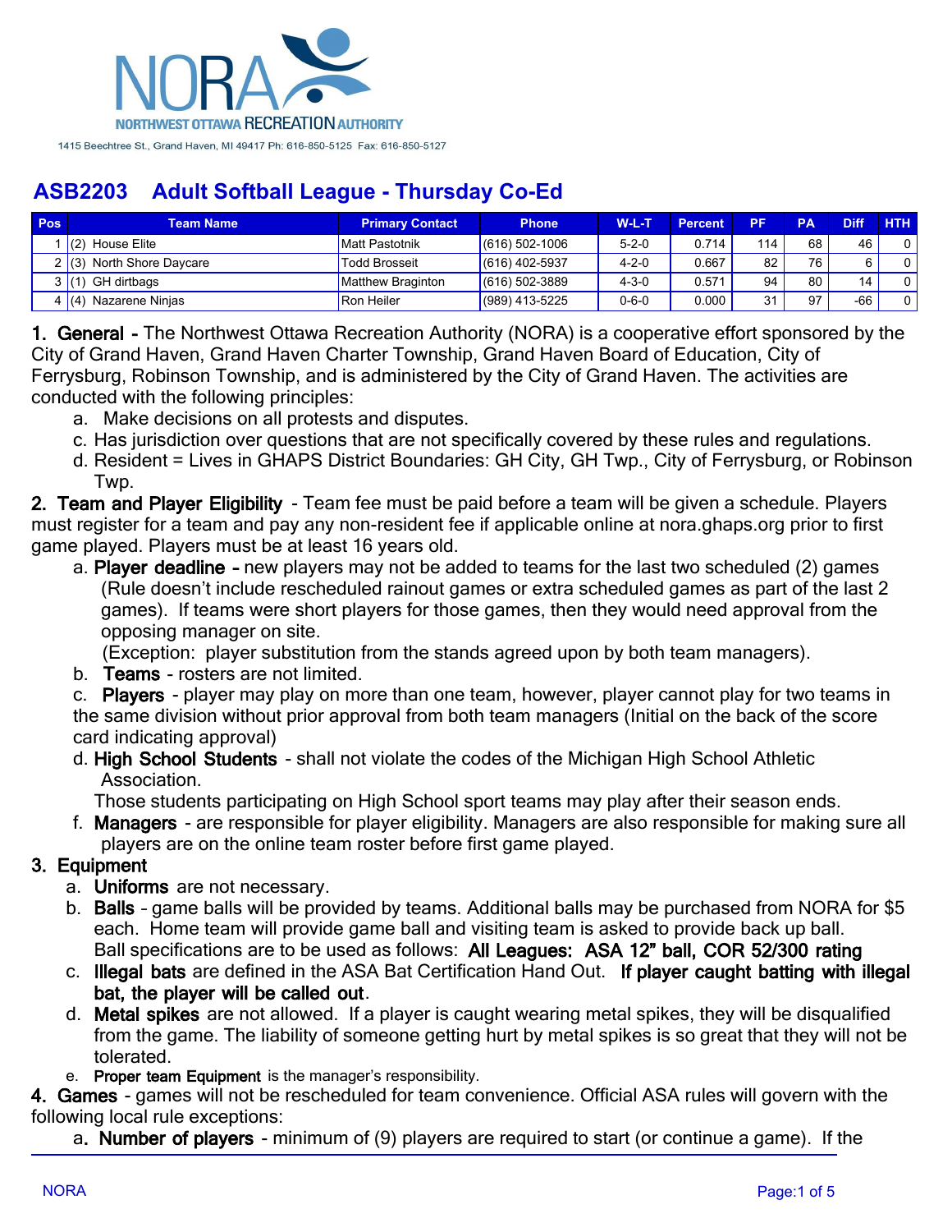NORA
NORTHWEST OTTAWA RECREATION AUTHORITY
1415 Beechtree St., Grand Haven, MI 49417 Ph: 616-850-5125 Fax: 616-850-5127

# ASB2203 Adult Softball League - Thursday Co-Ed

| Pos | Team Name | Primary Contact | Phone | W-L-T | Percent | PF | PA | Diff | HTH |
|---|---|---|---|---|---|---|---|---|---|
| 1 | (2) House Elite | Matt Pastotnik | (616) 502-1006 | 5-2-0 | 0.714 | 114 | 68 | 46 | 0 |
| 2 | (3) North Shore Daycare | Todd Brosseit | (616) 402-5937 | 4-2-0 | 0.667 | 82 | 76 | 6 | 0 |
| 3 | (1) GH dirtbags | Matthew Braginton | (616) 502-3889 | 4-3-0 | 0.571 | 94 | 80 | 14 | 0 |
| 4 | (4) Nazarene Ninjas | Ron Heiler | (989) 413-5225 | 0-6-0 | 0.000 | 31 | 97 | -66 | 0 |

**1. General -** The Northwest Ottawa Recreation Authority (NORA) is a cooperative effort sponsored by the City of Grand Haven, Grand Haven Charter Township, Grand Haven Board of Education, City of Ferrysburg, Robinson Township, and is administered by the City of Grand Haven. The activities are conducted with the following principles:

a. Make decisions on all protests and disputes.

c. Has jurisdiction over questions that are not specifically covered by these rules and regulations.

d. Resident = Lives in GHAPS District Boundaries: GH City, GH Twp., City of Ferrysburg, or Robinson Twp.

**2. Team and Player Eligibility** - Team fee must be paid before a team will be given a schedule. Players must register for a team and pay any non-resident fee if applicable online at nora.ghaps.org prior to first game played. Players must be at least 16 years old.

a. **Player deadline -** new players may not be added to teams for the last two scheduled (2) games (Rule doesn't include rescheduled rainout games or extra scheduled games as part of the last 2 games). If teams were short players for those games, then they would need approval from the opposing manager on site.
(Exception: player substitution from the stands agreed upon by both team managers).

b. **Teams** - rosters are not limited.

c. **Players** - player may play on more than one team, however, player cannot play for two teams in the same division without prior approval from both team managers (Initial on the back of the score card indicating approval)

d. **High School Students** - shall not violate the codes of the Michigan High School Athletic Association.
Those students participating on High School sport teams may play after their season ends.

f. **Managers** - are responsible for player eligibility. Managers are also responsible for making sure all players are on the online team roster before first game played.

**3. Equipment**

a. **Uniforms** are not necessary.

b. **Balls** – game balls will be provided by teams. Additional balls may be purchased from NORA for $5 each. Home team will provide game ball and visiting team is asked to provide back up ball.
Ball specifications are to be used as follows: **All Leagues: ASA 12" ball, COR 52/300 rating**

c. **Illegal bats** are defined in the ASA Bat Certification Hand Out. **If player caught batting with illegal bat, the player will be called out**.

d. **Metal spikes** are not allowed. If a player is caught wearing metal spikes, they will be disqualified from the game. The liability of someone getting hurt by metal spikes is so great that they will not be tolerated.

e. **Proper team Equipment** is the manager's responsibility.

**4. Games** - games will not be rescheduled for team convenience. Official ASA rules will govern with the following local rule exceptions:

a. **Number of players** - minimum of (9) players are required to start (or continue a game). If the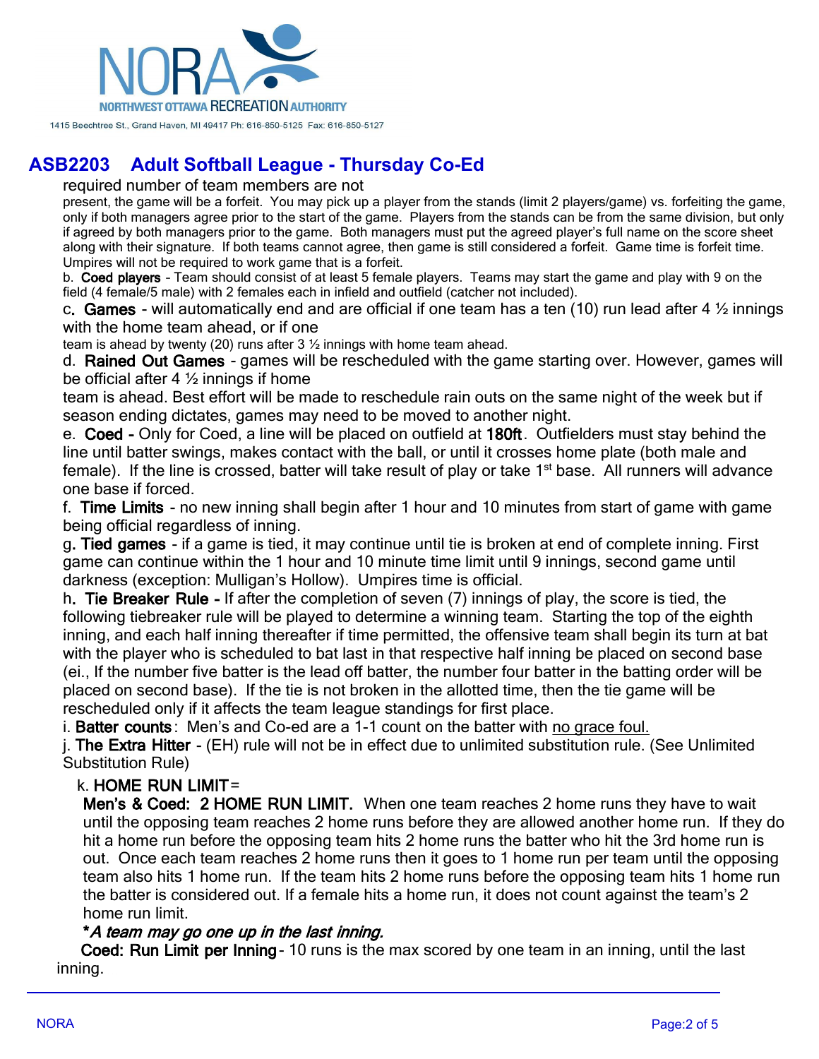## ASB2203 Adult Softball League - Thursday Co-Ed

required number of team members are not present, the game will be a forfeit. You may pick up a player from the stands (limit 2 players/game) vs. forfeiting the game, only if both managers agree prior to the start of the game. Players from the stands can be from the same division, but only if agreed by both managers prior to the game. Both managers must put the agreed player's full name on the score sheet along with their signature. If both teams cannot agree, then game is still considered a forfeit. Game time is forfeit time. Umpires will not be required to work game that is a forfeit.

b. **Coed players** - Team should consist of at least 5 female players. Teams may start the game and play with 9 on the field (4 female/5 male) with 2 females each in infield and outfield (catcher not included).

c. **Games** - will automatically end and are official if one team has a ten (10) run lead after 4 ½ innings with the home team ahead, or if one team is ahead by twenty (20) runs after 3 ½ innings with home team ahead.

d. **Rained Out Games** - games will be rescheduled with the game starting over. However, games will be official after 4 ½ innings if home team is ahead. Best effort will be made to reschedule rain outs on the same night of the week but if season ending dictates, games may need to be moved to another night.

e. **Coed -** Only for Coed, a line will be placed on outfield at **180ft**. Outfielders must stay behind the line until batter swings, makes contact with the ball, or until it crosses home plate (both male and female). If the line is crossed, batter will take result of play or take 1st base. All runners will advance one base if forced.

f. **Time Limits** - no new inning shall begin after 1 hour and 10 minutes from start of game with game being official regardless of inning.

g. **Tied games** - if a game is tied, it may continue until tie is broken at end of complete inning. First game can continue within the 1 hour and 10 minute time limit until 9 innings, second game until darkness (exception: Mulligan's Hollow). Umpires time is official.

h. **Tie Breaker Rule -** If after the completion of seven (7) innings of play, the score is tied, the following tiebreaker rule will be played to determine a winning team. Starting the top of the eighth inning, and each half inning thereafter if time permitted, the offensive team shall begin its turn at bat with the player who is scheduled to bat last in that respective half inning be placed on second base (ei., If the number five batter is the lead off batter, the number four batter in the batting order will be placed on second base). If the tie is not broken in the allotted time, then the tie game will be rescheduled only if it affects the team league standings for first place.

i. **Batter counts**: Men's and Co-ed are a 1-1 count on the batter with <u>no grace foul.</u>

j. **The Extra Hitter** - (EH) rule will not be in effect due to unlimited substitution rule. (See Unlimited Substitution Rule)

k. **HOME RUN LIMIT**=

**Men's & Coed: 2 HOME RUN LIMIT.** When one team reaches 2 home runs they have to wait until the opposing team reaches 2 home runs before they are allowed another home run. If they do hit a home run before the opposing team hits 2 home runs the batter who hit the 3rd home run is out. Once each team reaches 2 home runs then it goes to 1 home run per team until the opposing team also hits 1 home run. If the team hits 2 home runs before the opposing team hits 1 home run the batter is considered out. If a female hits a home run, it does not count against the team's 2 home run limit.

***A team may go one up in the last inning.***

**Coed: Run Limit per Inning** - 10 runs is the max scored by one team in an inning, until the last inning.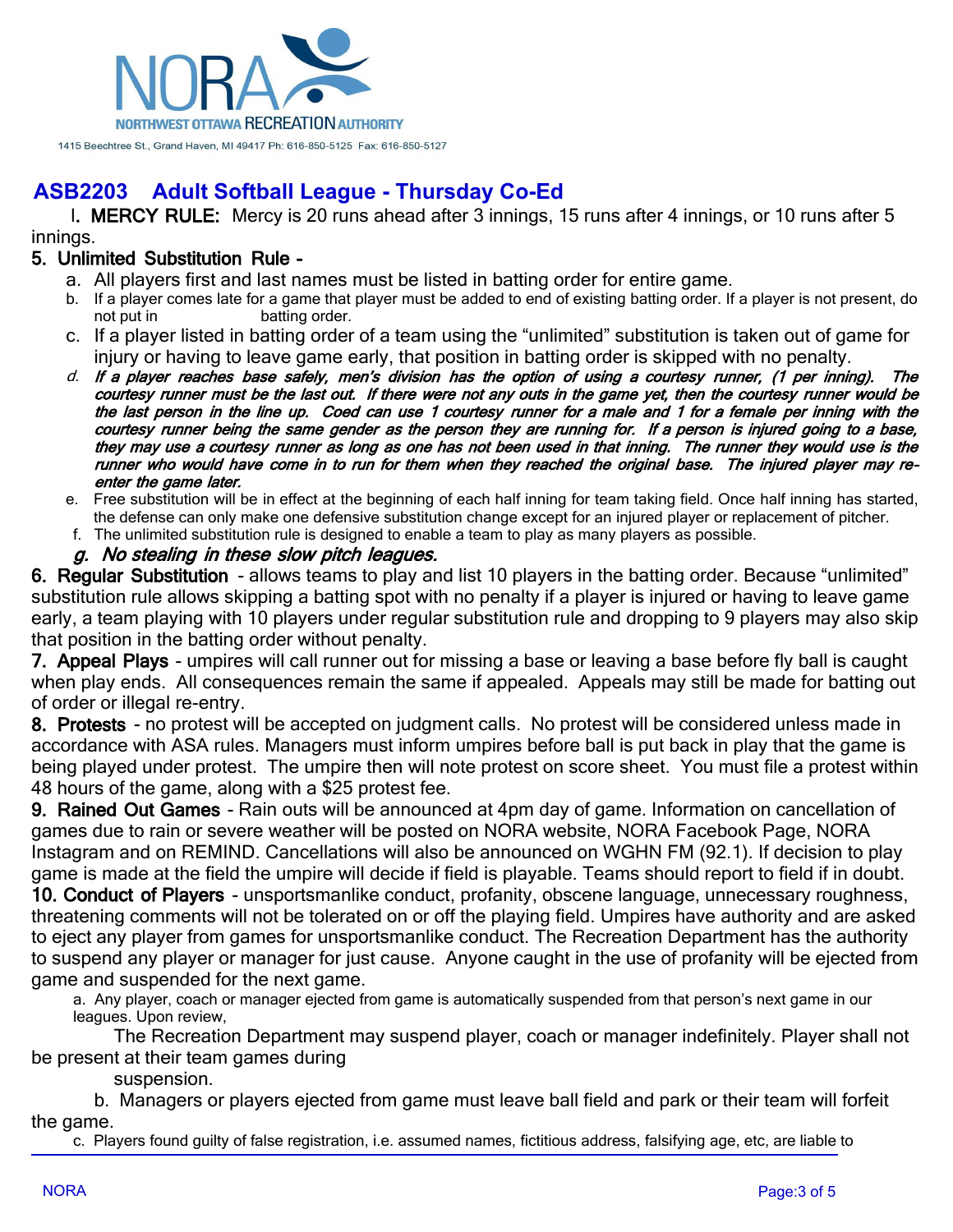NORTHWEST OTTAWA RECREATION AUTHORITY

1415 Beechtree St., Grand Haven, MI 49417 Ph: 616-850-5125 Fax: 616-850-5127

## ASB2203 Adult Softball League - Thursday Co-Ed

I. **MERCY RULE:** Mercy is 20 runs ahead after 3 innings, 15 runs after 4 innings, or 10 runs after 5 innings.

**5. Unlimited Substitution Rule -**

a. All players first and last names must be listed in batting order for entire game.

b. If a player comes late for a game that player must be added to end of existing batting order. If a player is not present, do not put in batting order.

c. If a player listed in batting order of a team using the "unlimited" substitution is taken out of game for injury or having to leave game early, that position in batting order is skipped with no penalty.

d. ***If a player reaches base safely, men's division has the option of using a courtesy runner, (1 per inning). The courtesy runner must be the last out. If there were not any outs in the game yet, then the courtesy runner would be the last person in the line up. Coed can use 1 courtesy runner for a male and 1 for a female per inning with the courtesy runner being the same gender as the person they are running for. If a person is injured going to a base, they may use a courtesy runner as long as one has not been used in that inning. The runner they would use is the runner who would have come in to run for them when they reached the original base. The injured player may re-enter the game later.***

e. Free substitution will be in effect at the beginning of each half inning for team taking field. Once half inning has started, the defense can only make one defensive substitution change except for an injured player or replacement of pitcher.

f. The unlimited substitution rule is designed to enable a team to play as many players as possible.

***g. No stealing in these slow pitch leagues.***

**6. Regular Substitution** - allows teams to play and list 10 players in the batting order. Because "unlimited" substitution rule allows skipping a batting spot with no penalty if a player is injured or having to leave game early, a team playing with 10 players under regular substitution rule and dropping to 9 players may also skip that position in the batting order without penalty.

**7. Appeal Plays** - umpires will call runner out for missing a base or leaving a base before fly ball is caught when play ends. All consequences remain the same if appealed. Appeals may still be made for batting out of order or illegal re-entry.

**8. Protests** - no protest will be accepted on judgment calls. No protest will be considered unless made in accordance with ASA rules. Managers must inform umpires before ball is put back in play that the game is being played under protest. The umpire then will note protest on score sheet. You must file a protest within 48 hours of the game, along with a $25 protest fee.

**9. Rained Out Games** - Rain outs will be announced at 4pm day of game. Information on cancellation of games due to rain or severe weather will be posted on NORA website, NORA Facebook Page, NORA Instagram and on REMIND. Cancellations will also be announced on WGHN FM (92.1). If decision to play game is made at the field the umpire will decide if field is playable. Teams should report to field if in doubt.

**10. Conduct of Players** - unsportsmanlike conduct, profanity, obscene language, unnecessary roughness, threatening comments will not be tolerated on or off the playing field. Umpires have authority and are asked to eject any player from games for unsportsmanlike conduct. The Recreation Department has the authority to suspend any player or manager for just cause. Anyone caught in the use of profanity will be ejected from game and suspended for the next game.

a. Any player, coach or manager ejected from game is automatically suspended from that person's next game in our leagues. Upon review, The Recreation Department may suspend player, coach or manager indefinitely. Player shall not be present at their team games during suspension.

b. Managers or players ejected from game must leave ball field and park or their team will forfeit the game.

c. Players found guilty of false registration, i.e. assumed names, fictitious address, falsifying age, etc, are liable to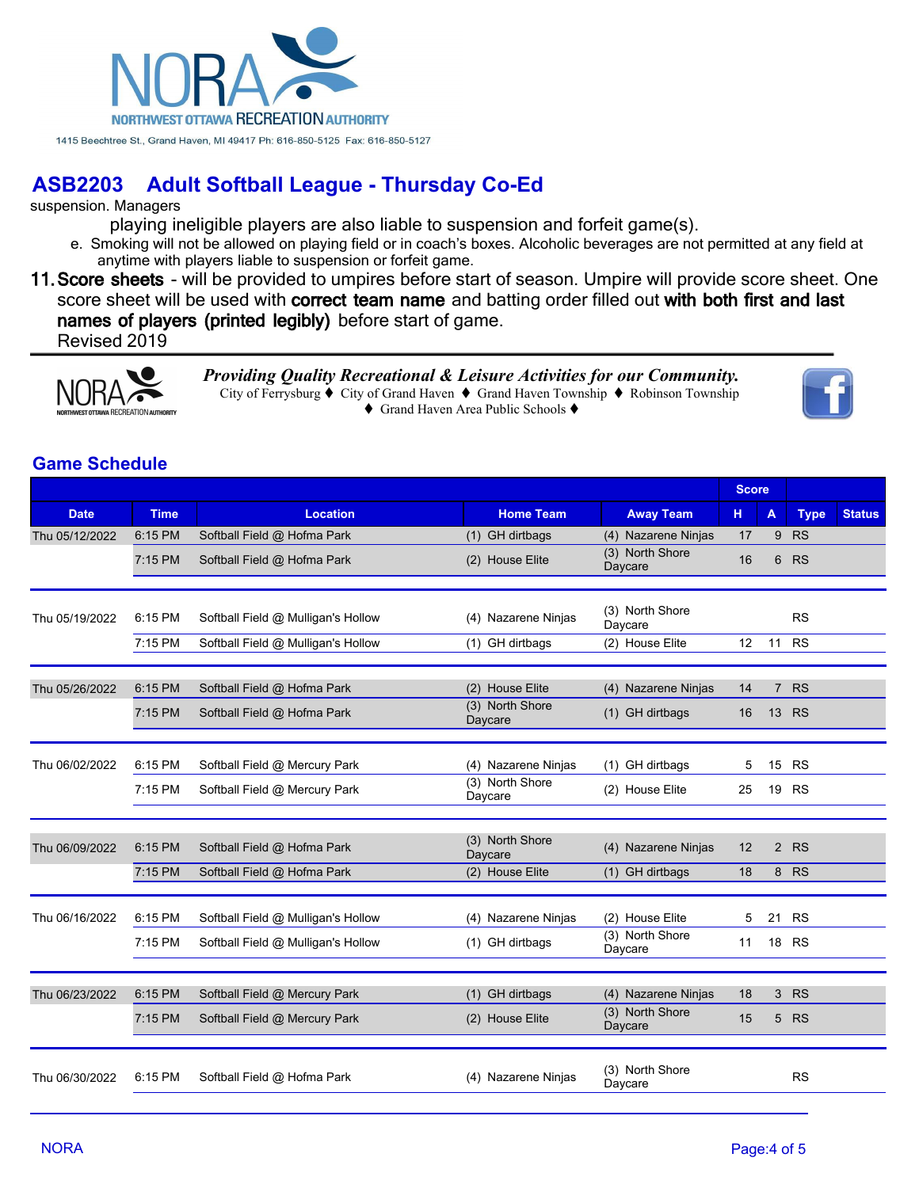NORA
NORTHWEST OTTAWA RECREATION AUTHORITY
1415 Beechtree St., Grand Haven, MI 49417 Ph: 616-850-5125 Fax: 616-850-5127

## ASB2203 Adult Softball League - Thursday Co-Ed

suspension. Managers

playing ineligible players are also liable to suspension and forfeit game(s).

e. Smoking will not be allowed on playing field or in coach's boxes. Alcoholic beverages are not permitted at any field at anytime with players liable to suspension or forfeit game.

11. **Score sheets** - will be provided to umpires before start of season. Umpire will provide score sheet. One score sheet will be used with **correct team name** and batting order filled out **with both first and last names of players (printed legibly)** before start of game.

Revised 2019

*Providing Quality Recreational & Leisure Activities for our Community.*
City of Ferrysburg ♦ City of Grand Haven ♦ Grand Haven Township ♦ Robinson Township
♦ Grand Haven Area Public Schools ♦

## Game Schedule

| | | | | | Score | | | |
|---|---|---|---|---|---|---|---|---|
| **Date** | **Time** | **Location** | **Home Team** | **Away Team** | **H** | **A** | **Type** | **Status** |
| Thu 05/12/2022 | 6:15 PM | Softball Field @ Hofma Park | (1) GH dirtbags | (4) Nazarene Ninjas | 17 | 9 | RS | |
| | 7:15 PM | Softball Field @ Hofma Park | (2) House Elite | (3) North Shore Daycare | 16 | 6 | RS | |
| Thu 05/19/2022 | 6:15 PM | Softball Field @ Mulligan's Hollow | (4) Nazarene Ninjas | (3) North Shore Daycare | | | RS | |
| | 7:15 PM | Softball Field @ Mulligan's Hollow | (1) GH dirtbags | (2) House Elite | 12 | 11 | RS | |
| Thu 05/26/2022 | 6:15 PM | Softball Field @ Hofma Park | (2) House Elite | (4) Nazarene Ninjas | 14 | 7 | RS | |
| | 7:15 PM | Softball Field @ Hofma Park | (3) North Shore Daycare | (1) GH dirtbags | 16 | 13 | RS | |
| Thu 06/02/2022 | 6:15 PM | Softball Field @ Mercury Park | (4) Nazarene Ninjas | (1) GH dirtbags | 5 | 15 | RS | |
| | 7:15 PM | Softball Field @ Mercury Park | (3) North Shore Daycare | (2) House Elite | 25 | 19 | RS | |
| Thu 06/09/2022 | 6:15 PM | Softball Field @ Hofma Park | (3) North Shore Daycare | (4) Nazarene Ninjas | 12 | 2 | RS | |
| | 7:15 PM | Softball Field @ Hofma Park | (2) House Elite | (1) GH dirtbags | 18 | 8 | RS | |
| Thu 06/16/2022 | 6:15 PM | Softball Field @ Mulligan's Hollow | (4) Nazarene Ninjas | (2) House Elite | 5 | 21 | RS | |
| | 7:15 PM | Softball Field @ Mulligan's Hollow | (1) GH dirtbags | (3) North Shore Daycare | 11 | 18 | RS | |
| Thu 06/23/2022 | 6:15 PM | Softball Field @ Mercury Park | (1) GH dirtbags | (4) Nazarene Ninjas | 18 | 3 | RS | |
| | 7:15 PM | Softball Field @ Mercury Park | (2) House Elite | (3) North Shore Daycare | 15 | 5 | RS | |
| Thu 06/30/2022 | 6:15 PM | Softball Field @ Hofma Park | (4) Nazarene Ninjas | (3) North Shore Daycare | | | RS | |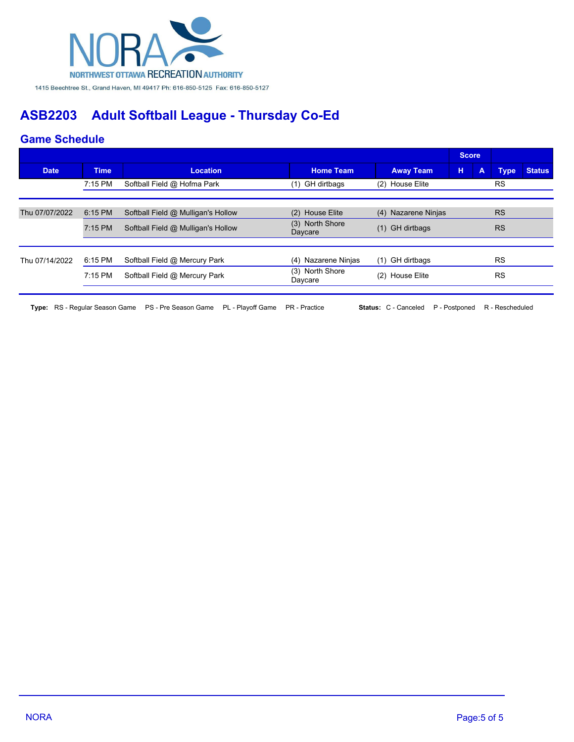NORA
NORTHWEST OTTAWA RECREATION AUTHORITY

1415 Beechtree St., Grand Haven, MI 49417 Ph: 616-850-5125 Fax: 616-850-5127

# ASB2203 Adult Softball League - Thursday Co-Ed

## Game Schedule

| Date | Time | Location | Home Team | Away Team | Score H | Score A | Type | Status |
|---|---|---|---|---|---|---|---|---|
| | 7:15 PM | Softball Field @ Hofma Park | (1) GH dirtbags | (2) House Elite | | | RS | |
| Thu 07/07/2022 | 6:15 PM | Softball Field @ Mulligan's Hollow | (2) House Elite | (4) Nazarene Ninjas | | | RS | |
| | 7:15 PM | Softball Field @ Mulligan's Hollow | (3) North Shore Daycare | (1) GH dirtbags | | | RS | |
| Thu 07/14/2022 | 6:15 PM | Softball Field @ Mercury Park | (4) Nazarene Ninjas | (1) GH dirtbags | | | RS | |
| | 7:15 PM | Softball Field @ Mercury Park | (3) North Shore Daycare | (2) House Elite | | | RS | |

**Type:** RS - Regular Season Game PS - Pre Season Game PL - Playoff Game PR - Practice **Status:** C - Canceled P - Postponed R - Rescheduled